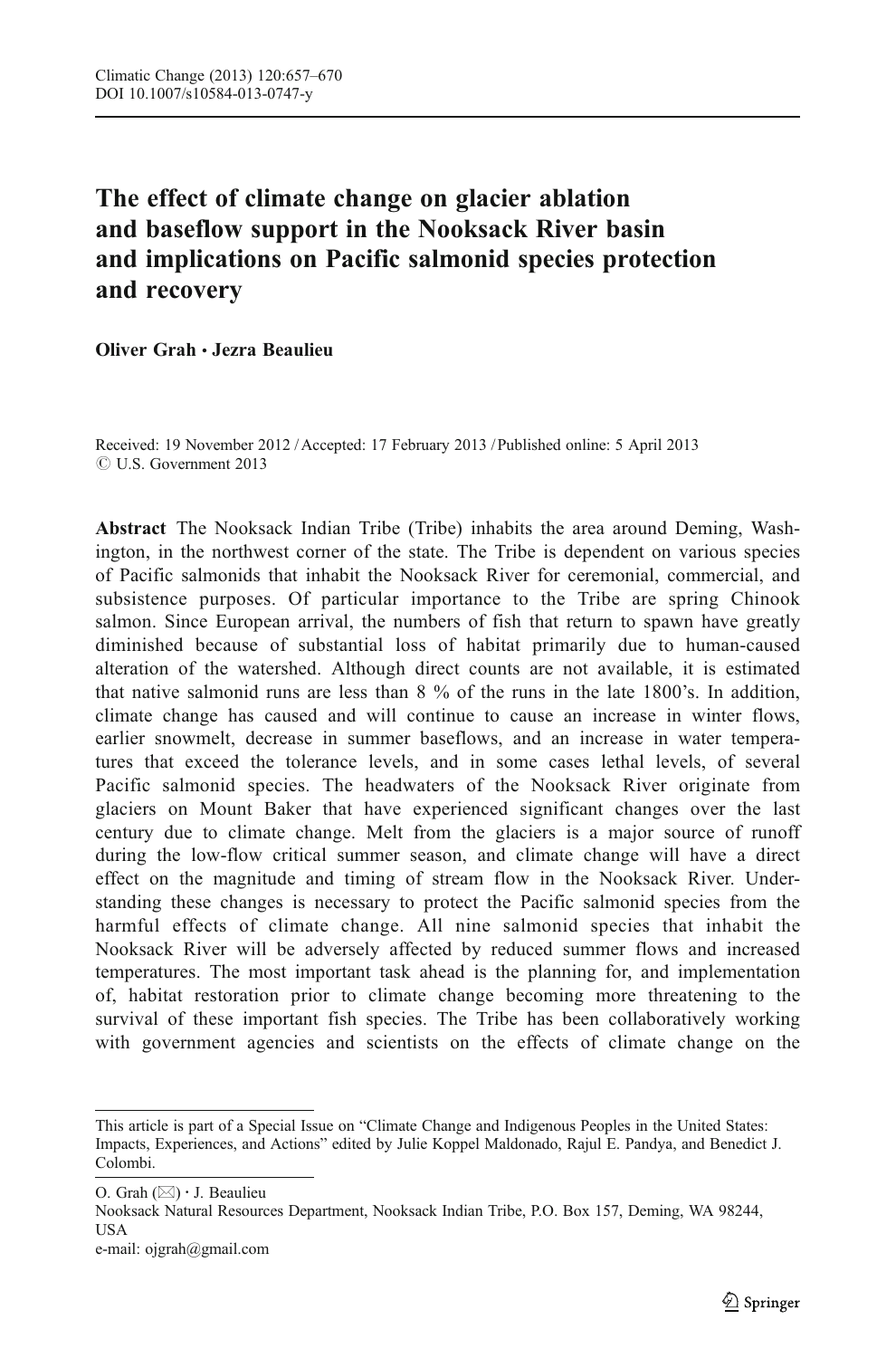# The effect of climate change on glacier ablation and baseflow support in the Nooksack River basin and implications on Pacific salmonid species protection and recovery

**Oliver Grah · Jezra Beaulieu**

Received: 19 November 2012 / Accepted: 17 February 2013 / Published online: 5 April 2013
© U.S. Government 2013

**Abstract** The Nooksack Indian Tribe (Tribe) inhabits the area around Deming, Washington, in the northwest corner of the state. The Tribe is dependent on various species of Pacific salmonids that inhabit the Nooksack River for ceremonial, commercial, and subsistence purposes. Of particular importance to the Tribe are spring Chinook salmon. Since European arrival, the numbers of fish that return to spawn have greatly diminished because of substantial loss of habitat primarily due to human-caused alteration of the watershed. Although direct counts are not available, it is estimated that native salmonid runs are less than 8 % of the runs in the late 1800's. In addition, climate change has caused and will continue to cause an increase in winter flows, earlier snowmelt, decrease in summer baseflows, and an increase in water temperatures that exceed the tolerance levels, and in some cases lethal levels, of several Pacific salmonid species. The headwaters of the Nooksack River originate from glaciers on Mount Baker that have experienced significant changes over the last century due to climate change. Melt from the glaciers is a major source of runoff during the low-flow critical summer season, and climate change will have a direct effect on the magnitude and timing of stream flow in the Nooksack River. Understanding these changes is necessary to protect the Pacific salmonid species from the harmful effects of climate change. All nine salmonid species that inhabit the Nooksack River will be adversely affected by reduced summer flows and increased temperatures. The most important task ahead is the planning for, and implementation of, habitat restoration prior to climate change becoming more threatening to the survival of these important fish species. The Tribe has been collaboratively working with government agencies and scientists on the effects of climate change on the

---

This article is part of a Special Issue on "Climate Change and Indigenous Peoples in the United States: Impacts, Experiences, and Actions" edited by Julie Koppel Maldonado, Rajul E. Pandya, and Benedict J. Colombi.

O. Grah (✉) · J. Beaulieu
Nooksack Natural Resources Department, Nooksack Indian Tribe, P.O. Box 157, Deming, WA 98244, USA
e-mail: ojgrah@gmail.com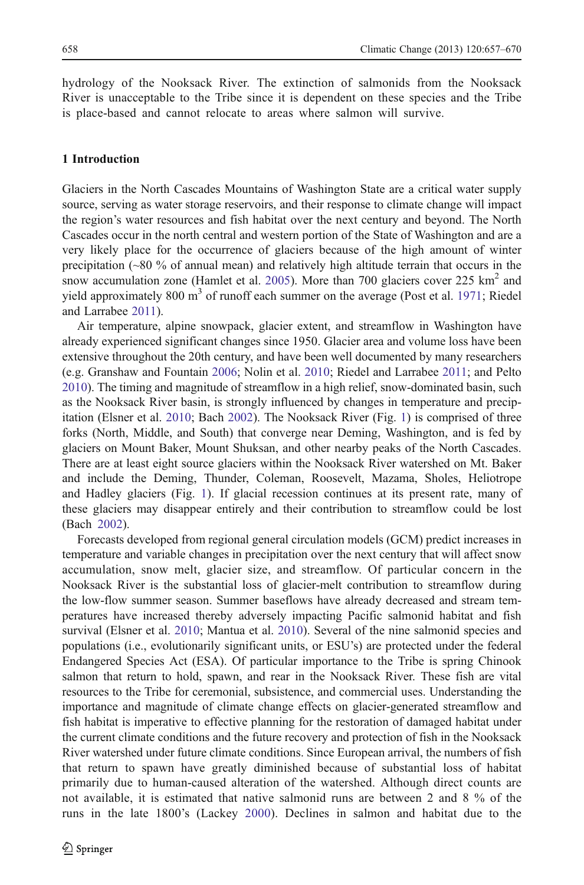hydrology of the Nooksack River. The extinction of salmonids from the Nooksack River is unacceptable to the Tribe since it is dependent on these species and the Tribe is place-based and cannot relocate to areas where salmon will survive.

## 1 Introduction

Glaciers in the North Cascades Mountains of Washington State are a critical water supply source, serving as water storage reservoirs, and their response to climate change will impact the region's water resources and fish habitat over the next century and beyond. The North Cascades occur in the north central and western portion of the State of Washington and are a very likely place for the occurrence of glaciers because of the high amount of winter precipitation (~80 % of annual mean) and relatively high altitude terrain that occurs in the snow accumulation zone (Hamlet et al. 2005). More than 700 glaciers cover 225 km$^2$ and yield approximately 800 m$^3$ of runoff each summer on the average (Post et al. 1971; Riedel and Larrabee 2011).

Air temperature, alpine snowpack, glacier extent, and streamflow in Washington have already experienced significant changes since 1950. Glacier area and volume loss have been extensive throughout the 20th century, and have been well documented by many researchers (e.g. Granshaw and Fountain 2006; Nolin et al. 2010; Riedel and Larrabee 2011; and Pelto 2010). The timing and magnitude of streamflow in a high relief, snow-dominated basin, such as the Nooksack River basin, is strongly influenced by changes in temperature and precipitation (Elsner et al. 2010; Bach 2002). The Nooksack River (Fig. 1) is comprised of three forks (North, Middle, and South) that converge near Deming, Washington, and is fed by glaciers on Mount Baker, Mount Shuksan, and other nearby peaks of the North Cascades. There are at least eight source glaciers within the Nooksack River watershed on Mt. Baker and include the Deming, Thunder, Coleman, Roosevelt, Mazama, Sholes, Heliotrope and Hadley glaciers (Fig. 1). If glacial recession continues at its present rate, many of these glaciers may disappear entirely and their contribution to streamflow could be lost (Bach 2002).

Forecasts developed from regional general circulation models (GCM) predict increases in temperature and variable changes in precipitation over the next century that will affect snow accumulation, snow melt, glacier size, and streamflow. Of particular concern in the Nooksack River is the substantial loss of glacier-melt contribution to streamflow during the low-flow summer season. Summer baseflows have already decreased and stream temperatures have increased thereby adversely impacting Pacific salmonid habitat and fish survival (Elsner et al. 2010; Mantua et al. 2010). Several of the nine salmonid species and populations (i.e., evolutionarily significant units, or ESU's) are protected under the federal Endangered Species Act (ESA). Of particular importance to the Tribe is spring Chinook salmon that return to hold, spawn, and rear in the Nooksack River. These fish are vital resources to the Tribe for ceremonial, subsistence, and commercial uses. Understanding the importance and magnitude of climate change effects on glacier-generated streamflow and fish habitat is imperative to effective planning for the restoration of damaged habitat under the current climate conditions and the future recovery and protection of fish in the Nooksack River watershed under future climate conditions. Since European arrival, the numbers of fish that return to spawn have greatly diminished because of substantial loss of habitat primarily due to human-caused alteration of the watershed. Although direct counts are not available, it is estimated that native salmonid runs are between 2 and 8 % of the runs in the late 1800's (Lackey 2000). Declines in salmon and habitat due to the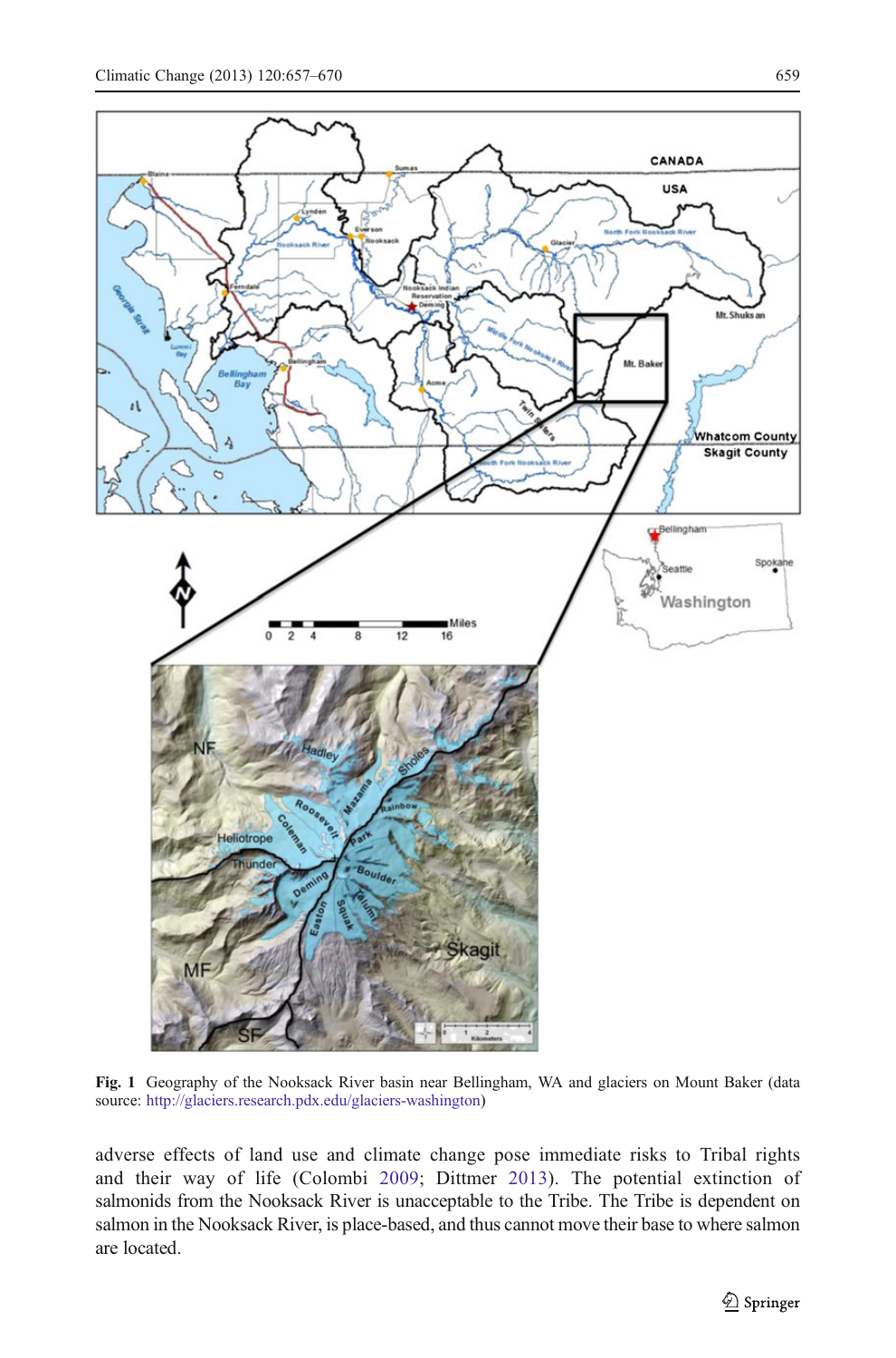Fig. 1 Geography of the Nooksack River basin near Bellingham, WA and glaciers on Mount Baker (data source: http://glaciers.research.pdx.edu/glaciers-washington)

adverse effects of land use and climate change pose immediate risks to Tribal rights and their way of life (Colombi 2009; Dittmer 2013). The potential extinction of salmonids from the Nooksack River is unacceptable to the Tribe. The Tribe is dependent on salmon in the Nooksack River, is place-based, and thus cannot move their base to where salmon are located.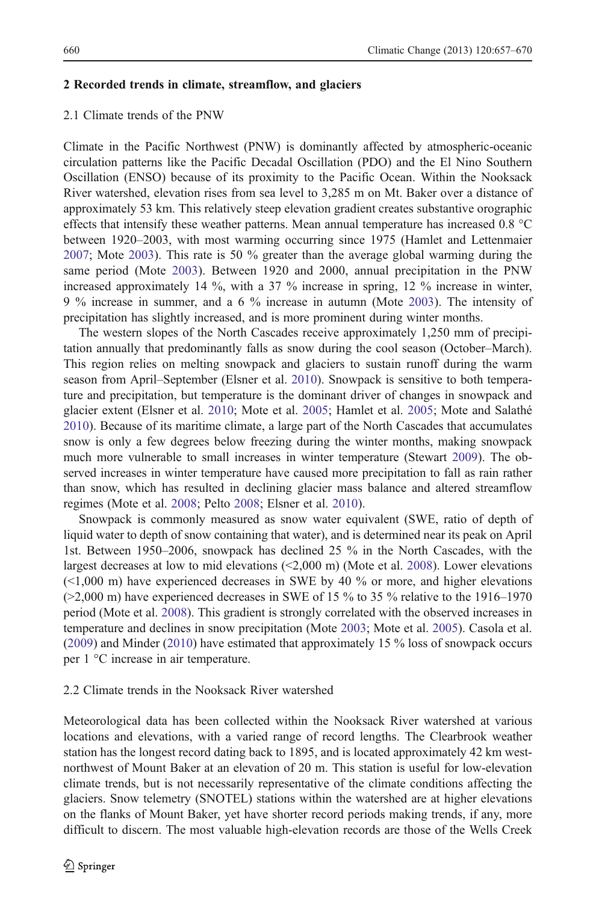## 2 Recorded trends in climate, streamflow, and glaciers

### 2.1 Climate trends of the PNW

Climate in the Pacific Northwest (PNW) is dominantly affected by atmospheric-oceanic circulation patterns like the Pacific Decadal Oscillation (PDO) and the El Nino Southern Oscillation (ENSO) because of its proximity to the Pacific Ocean. Within the Nooksack River watershed, elevation rises from sea level to 3,285 m on Mt. Baker over a distance of approximately 53 km. This relatively steep elevation gradient creates substantive orographic effects that intensify these weather patterns. Mean annual temperature has increased 0.8 °C between 1920–2003, with most warming occurring since 1975 (Hamlet and Lettenmaier 2007; Mote 2003). This rate is 50 % greater than the average global warming during the same period (Mote 2003). Between 1920 and 2000, annual precipitation in the PNW increased approximately 14 %, with a 37 % increase in spring, 12 % increase in winter, 9 % increase in summer, and a 6 % increase in autumn (Mote 2003). The intensity of precipitation has slightly increased, and is more prominent during winter months.

The western slopes of the North Cascades receive approximately 1,250 mm of precipitation annually that predominantly falls as snow during the cool season (October–March). This region relies on melting snowpack and glaciers to sustain runoff during the warm season from April–September (Elsner et al. 2010). Snowpack is sensitive to both temperature and precipitation, but temperature is the dominant driver of changes in snowpack and glacier extent (Elsner et al. 2010; Mote et al. 2005; Hamlet et al. 2005; Mote and Salathé 2010). Because of its maritime climate, a large part of the North Cascades that accumulates snow is only a few degrees below freezing during the winter months, making snowpack much more vulnerable to small increases in winter temperature (Stewart 2009). The observed increases in winter temperature have caused more precipitation to fall as rain rather than snow, which has resulted in declining glacier mass balance and altered streamflow regimes (Mote et al. 2008; Pelto 2008; Elsner et al. 2010).

Snowpack is commonly measured as snow water equivalent (SWE, ratio of depth of liquid water to depth of snow containing that water), and is determined near its peak on April 1st. Between 1950–2006, snowpack has declined 25 % in the North Cascades, with the largest decreases at low to mid elevations (<2,000 m) (Mote et al. 2008). Lower elevations (<1,000 m) have experienced decreases in SWE by 40 % or more, and higher elevations (>2,000 m) have experienced decreases in SWE of 15 % to 35 % relative to the 1916–1970 period (Mote et al. 2008). This gradient is strongly correlated with the observed increases in temperature and declines in snow precipitation (Mote 2003; Mote et al. 2005). Casola et al. (2009) and Minder (2010) have estimated that approximately 15 % loss of snowpack occurs per 1 °C increase in air temperature.

### 2.2 Climate trends in the Nooksack River watershed

Meteorological data has been collected within the Nooksack River watershed at various locations and elevations, with a varied range of record lengths. The Clearbrook weather station has the longest record dating back to 1895, and is located approximately 42 km west-northwest of Mount Baker at an elevation of 20 m. This station is useful for low-elevation climate trends, but is not necessarily representative of the climate conditions affecting the glaciers. Snow telemetry (SNOTEL) stations within the watershed are at higher elevations on the flanks of Mount Baker, yet have shorter record periods making trends, if any, more difficult to discern. The most valuable high-elevation records are those of the Wells Creek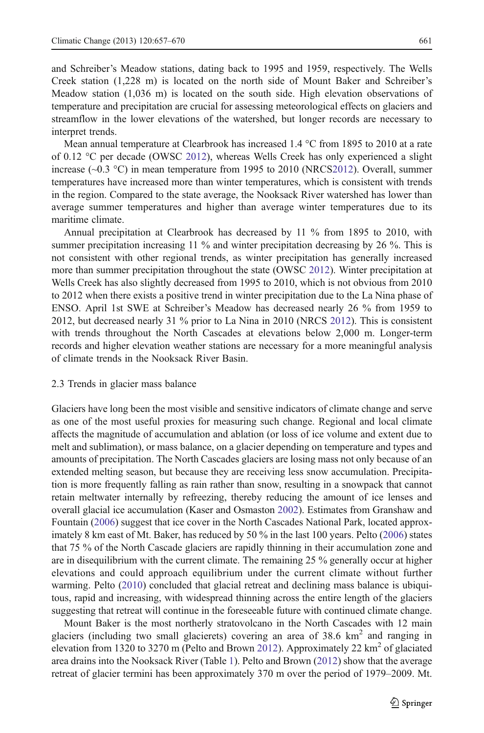and Schreiber's Meadow stations, dating back to 1995 and 1959, respectively. The Wells Creek station (1,228 m) is located on the north side of Mount Baker and Schreiber's Meadow station (1,036 m) is located on the south side. High elevation observations of temperature and precipitation are crucial for assessing meteorological effects on glaciers and streamflow in the lower elevations of the watershed, but longer records are necessary to interpret trends.

Mean annual temperature at Clearbrook has increased 1.4 °C from 1895 to 2010 at a rate of 0.12 °C per decade (OWSC 2012), whereas Wells Creek has only experienced a slight increase (~0.3 °C) in mean temperature from 1995 to 2010 (NRCS2012). Overall, summer temperatures have increased more than winter temperatures, which is consistent with trends in the region. Compared to the state average, the Nooksack River watershed has lower than average summer temperatures and higher than average winter temperatures due to its maritime climate.

Annual precipitation at Clearbrook has decreased by 11 % from 1895 to 2010, with summer precipitation increasing 11 % and winter precipitation decreasing by 26 %. This is not consistent with other regional trends, as winter precipitation has generally increased more than summer precipitation throughout the state (OWSC 2012). Winter precipitation at Wells Creek has also slightly decreased from 1995 to 2010, which is not obvious from 2010 to 2012 when there exists a positive trend in winter precipitation due to the La Nina phase of ENSO. April 1st SWE at Schreiber's Meadow has decreased nearly 26 % from 1959 to 2012, but decreased nearly 31 % prior to La Nina in 2010 (NRCS 2012). This is consistent with trends throughout the North Cascades at elevations below 2,000 m. Longer-term records and higher elevation weather stations are necessary for a more meaningful analysis of climate trends in the Nooksack River Basin.

### 2.3 Trends in glacier mass balance

Glaciers have long been the most visible and sensitive indicators of climate change and serve as one of the most useful proxies for measuring such change. Regional and local climate affects the magnitude of accumulation and ablation (or loss of ice volume and extent due to melt and sublimation), or mass balance, on a glacier depending on temperature and types and amounts of precipitation. The North Cascades glaciers are losing mass not only because of an extended melting season, but because they are receiving less snow accumulation. Precipitation is more frequently falling as rain rather than snow, resulting in a snowpack that cannot retain meltwater internally by refreezing, thereby reducing the amount of ice lenses and overall glacial ice accumulation (Kaser and Osmaston 2002). Estimates from Granshaw and Fountain (2006) suggest that ice cover in the North Cascades National Park, located approximately 8 km east of Mt. Baker, has reduced by 50 % in the last 100 years. Pelto (2006) states that 75 % of the North Cascade glaciers are rapidly thinning in their accumulation zone and are in disequilibrium with the current climate. The remaining 25 % generally occur at higher elevations and could approach equilibrium under the current climate without further warming. Pelto (2010) concluded that glacial retreat and declining mass balance is ubiquitous, rapid and increasing, with widespread thinning across the entire length of the glaciers suggesting that retreat will continue in the foreseeable future with continued climate change.

Mount Baker is the most northerly stratovolcano in the North Cascades with 12 main glaciers (including two small glacierets) covering an area of 38.6 km$^2$ and ranging in elevation from 1320 to 3270 m (Pelto and Brown 2012). Approximately 22 km$^2$ of glaciated area drains into the Nooksack River (Table 1). Pelto and Brown (2012) show that the average retreat of glacier termini has been approximately 370 m over the period of 1979–2009. Mt.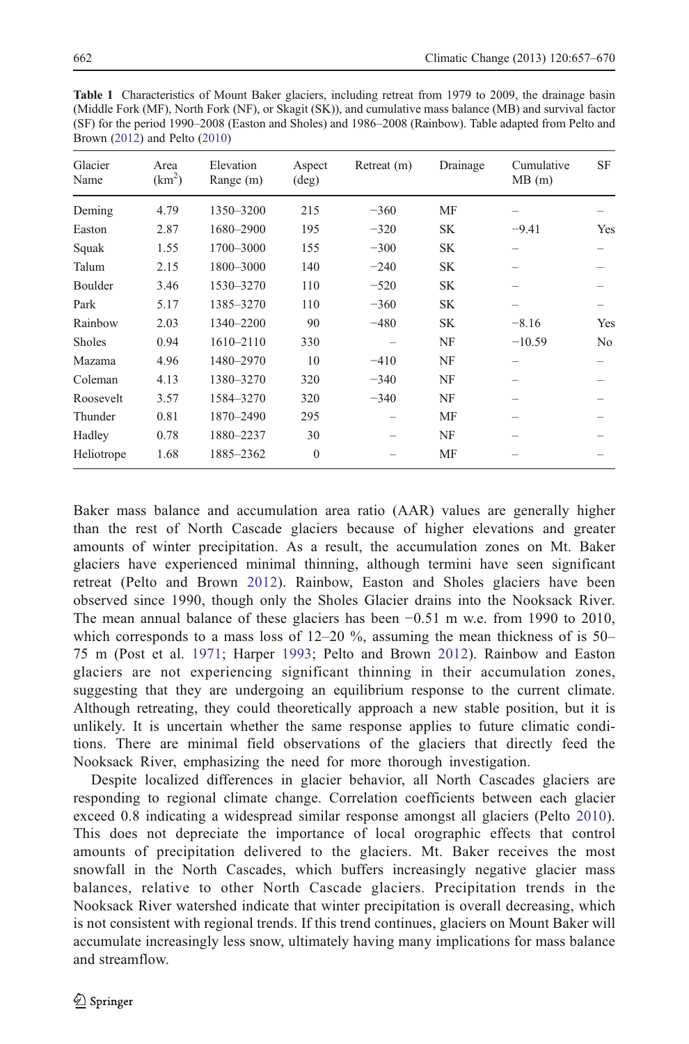**Table 1** Characteristics of Mount Baker glaciers, including retreat from 1979 to 2009, the drainage basin (Middle Fork (MF), North Fork (NF), or Skagit (SK)), and cumulative mass balance (MB) and survival factor (SF) for the period 1990–2008 (Easton and Sholes) and 1986–2008 (Rainbow). Table adapted from Pelto and Brown (2012) and Pelto (2010)

| Glacier Name | Area ($km^2$) | Elevation Range (m) | Aspect (deg) | Retreat (m) | Drainage | Cumulative MB (m) | SF |
|---|---|---|---|---|---|---|---|
| Deming | 4.79 | 1350–3200 | 215 | −360 | MF | – | – |
| Easton | 2.87 | 1680–2900 | 195 | −320 | SK | −9.41 | Yes |
| Squak | 1.55 | 1700–3000 | 155 | −300 | SK | – | – |
| Talum | 2.15 | 1800–3000 | 140 | −240 | SK | – | – |
| Boulder | 3.46 | 1530–3270 | 110 | −520 | SK | – | – |
| Park | 5.17 | 1385–3270 | 110 | −360 | SK | – | – |
| Rainbow | 2.03 | 1340–2200 | 90 | −480 | SK | −8.16 | Yes |
| Sholes | 0.94 | 1610–2110 | 330 | – | NF | −10.59 | No |
| Mazama | 4.96 | 1480–2970 | 10 | −410 | NF | – | – |
| Coleman | 4.13 | 1380–3270 | 320 | −340 | NF | – | – |
| Roosevelt | 3.57 | 1584–3270 | 320 | −340 | NF | – | – |
| Thunder | 0.81 | 1870–2490 | 295 | – | MF | – | – |
| Hadley | 0.78 | 1880–2237 | 30 | – | NF | – | – |
| Heliotrope | 1.68 | 1885–2362 | 0 | – | MF | – | – |

Baker mass balance and accumulation area ratio (AAR) values are generally higher than the rest of North Cascade glaciers because of higher elevations and greater amounts of winter precipitation. As a result, the accumulation zones on Mt. Baker glaciers have experienced minimal thinning, although termini have seen significant retreat (Pelto and Brown 2012). Rainbow, Easton and Sholes glaciers have been observed since 1990, though only the Sholes Glacier drains into the Nooksack River. The mean annual balance of these glaciers has been −0.51 m w.e. from 1990 to 2010, which corresponds to a mass loss of 12–20 %, assuming the mean thickness of is 50–75 m (Post et al. 1971; Harper 1993; Pelto and Brown 2012). Rainbow and Easton glaciers are not experiencing significant thinning in their accumulation zones, suggesting that they are undergoing an equilibrium response to the current climate. Although retreating, they could theoretically approach a new stable position, but it is unlikely. It is uncertain whether the same response applies to future climatic conditions. There are minimal field observations of the glaciers that directly feed the Nooksack River, emphasizing the need for more thorough investigation.

Despite localized differences in glacier behavior, all North Cascades glaciers are responding to regional climate change. Correlation coefficients between each glacier exceed 0.8 indicating a widespread similar response amongst all glaciers (Pelto 2010). This does not depreciate the importance of local orographic effects that control amounts of precipitation delivered to the glaciers. Mt. Baker receives the most snowfall in the North Cascades, which buffers increasingly negative glacier mass balances, relative to other North Cascade glaciers. Precipitation trends in the Nooksack River watershed indicate that winter precipitation is overall decreasing, which is not consistent with regional trends. If this trend continues, glaciers on Mount Baker will accumulate increasingly less snow, ultimately having many implications for mass balance and streamflow.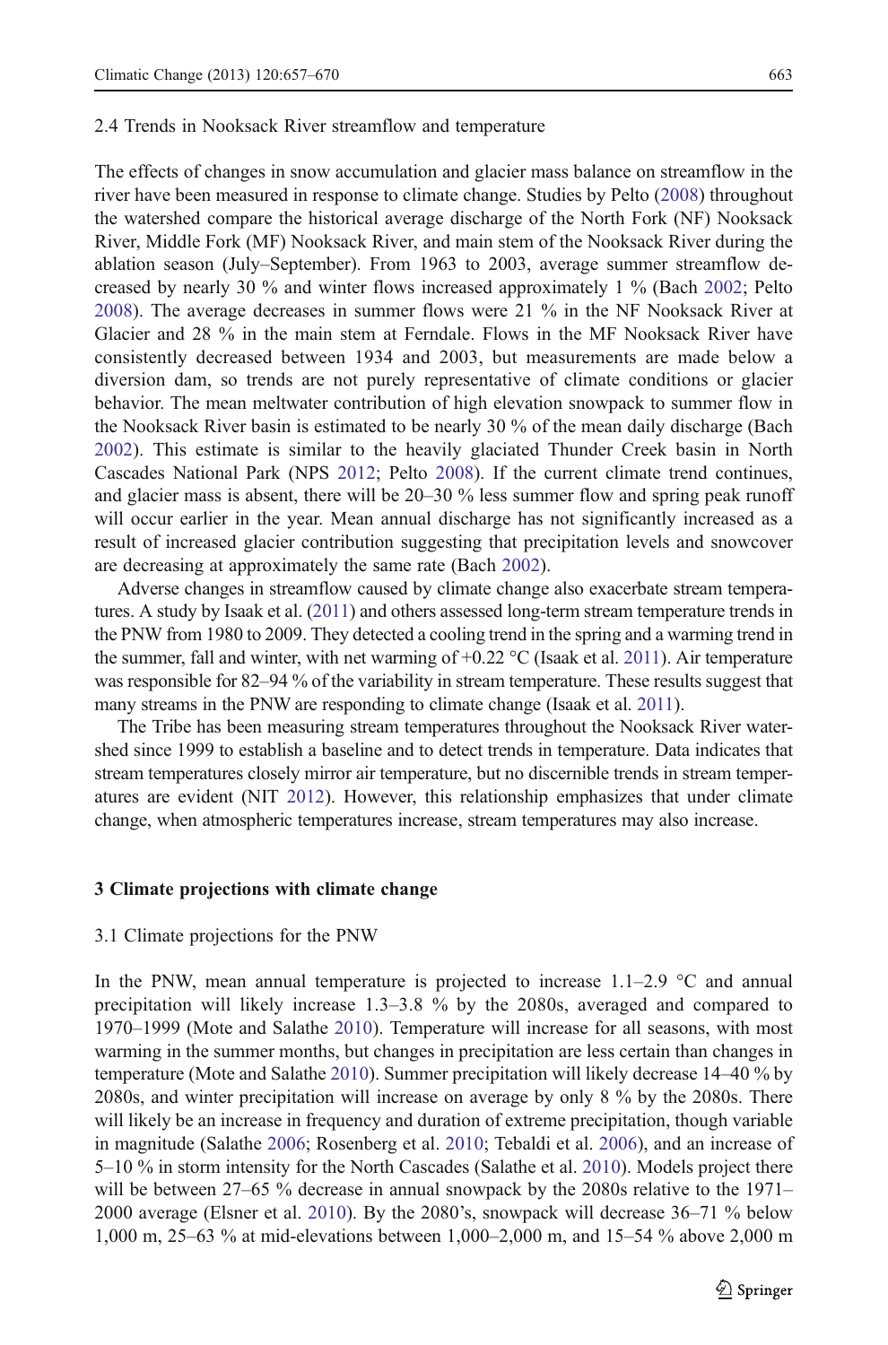### 2.4 Trends in Nooksack River streamflow and temperature

The effects of changes in snow accumulation and glacier mass balance on streamflow in the river have been measured in response to climate change. Studies by Pelto (2008) throughout the watershed compare the historical average discharge of the North Fork (NF) Nooksack River, Middle Fork (MF) Nooksack River, and main stem of the Nooksack River during the ablation season (July–September). From 1963 to 2003, average summer streamflow decreased by nearly 30 % and winter flows increased approximately 1 % (Bach 2002; Pelto 2008). The average decreases in summer flows were 21 % in the NF Nooksack River at Glacier and 28 % in the main stem at Ferndale. Flows in the MF Nooksack River have consistently decreased between 1934 and 2003, but measurements are made below a diversion dam, so trends are not purely representative of climate conditions or glacier behavior. The mean meltwater contribution of high elevation snowpack to summer flow in the Nooksack River basin is estimated to be nearly 30 % of the mean daily discharge (Bach 2002). This estimate is similar to the heavily glaciated Thunder Creek basin in North Cascades National Park (NPS 2012; Pelto 2008). If the current climate trend continues, and glacier mass is absent, there will be 20–30 % less summer flow and spring peak runoff will occur earlier in the year. Mean annual discharge has not significantly increased as a result of increased glacier contribution suggesting that precipitation levels and snowcover are decreasing at approximately the same rate (Bach 2002).

Adverse changes in streamflow caused by climate change also exacerbate stream temperatures. A study by Isaak et al. (2011) and others assessed long-term stream temperature trends in the PNW from 1980 to 2009. They detected a cooling trend in the spring and a warming trend in the summer, fall and winter, with net warming of +0.22 °C (Isaak et al. 2011). Air temperature was responsible for 82–94 % of the variability in stream temperature. These results suggest that many streams in the PNW are responding to climate change (Isaak et al. 2011).

The Tribe has been measuring stream temperatures throughout the Nooksack River watershed since 1999 to establish a baseline and to detect trends in temperature. Data indicates that stream temperatures closely mirror air temperature, but no discernible trends in stream temperatures are evident (NIT 2012). However, this relationship emphasizes that under climate change, when atmospheric temperatures increase, stream temperatures may also increase.

## 3 Climate projections with climate change

### 3.1 Climate projections for the PNW

In the PNW, mean annual temperature is projected to increase 1.1–2.9 °C and annual precipitation will likely increase 1.3–3.8 % by the 2080s, averaged and compared to 1970–1999 (Mote and Salathe 2010). Temperature will increase for all seasons, with most warming in the summer months, but changes in precipitation are less certain than changes in temperature (Mote and Salathe 2010). Summer precipitation will likely decrease 14–40 % by 2080s, and winter precipitation will increase on average by only 8 % by the 2080s. There will likely be an increase in frequency and duration of extreme precipitation, though variable in magnitude (Salathe 2006; Rosenberg et al. 2010; Tebaldi et al. 2006), and an increase of 5–10 % in storm intensity for the North Cascades (Salathe et al. 2010). Models project there will be between 27–65 % decrease in annual snowpack by the 2080s relative to the 1971–2000 average (Elsner et al. 2010). By the 2080's, snowpack will decrease 36–71 % below 1,000 m, 25–63 % at mid-elevations between 1,000–2,000 m, and 15–54 % above 2,000 m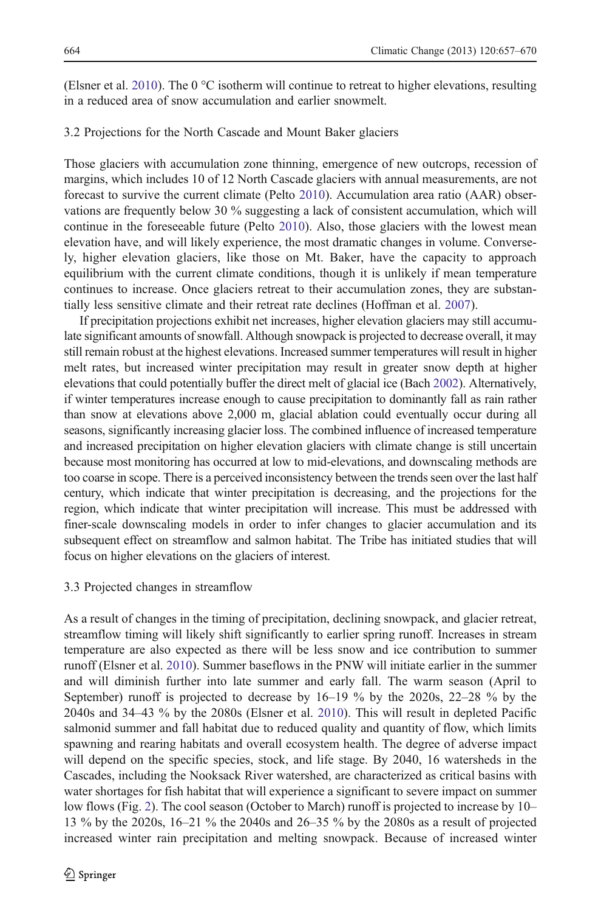(Elsner et al. 2010). The 0 °C isotherm will continue to retreat to higher elevations, resulting in a reduced area of snow accumulation and earlier snowmelt.

### 3.2 Projections for the North Cascade and Mount Baker glaciers

Those glaciers with accumulation zone thinning, emergence of new outcrops, recession of margins, which includes 10 of 12 North Cascade glaciers with annual measurements, are not forecast to survive the current climate (Pelto 2010). Accumulation area ratio (AAR) observations are frequently below 30 % suggesting a lack of consistent accumulation, which will continue in the foreseeable future (Pelto 2010). Also, those glaciers with the lowest mean elevation have, and will likely experience, the most dramatic changes in volume. Conversely, higher elevation glaciers, like those on Mt. Baker, have the capacity to approach equilibrium with the current climate conditions, though it is unlikely if mean temperature continues to increase. Once glaciers retreat to their accumulation zones, they are substantially less sensitive climate and their retreat rate declines (Hoffman et al. 2007).

If precipitation projections exhibit net increases, higher elevation glaciers may still accumulate significant amounts of snowfall. Although snowpack is projected to decrease overall, it may still remain robust at the highest elevations. Increased summer temperatures will result in higher melt rates, but increased winter precipitation may result in greater snow depth at higher elevations that could potentially buffer the direct melt of glacial ice (Bach 2002). Alternatively, if winter temperatures increase enough to cause precipitation to dominantly fall as rain rather than snow at elevations above 2,000 m, glacial ablation could eventually occur during all seasons, significantly increasing glacier loss. The combined influence of increased temperature and increased precipitation on higher elevation glaciers with climate change is still uncertain because most monitoring has occurred at low to mid-elevations, and downscaling methods are too coarse in scope. There is a perceived inconsistency between the trends seen over the last half century, which indicate that winter precipitation is decreasing, and the projections for the region, which indicate that winter precipitation will increase. This must be addressed with finer-scale downscaling models in order to infer changes to glacier accumulation and its subsequent effect on streamflow and salmon habitat. The Tribe has initiated studies that will focus on higher elevations on the glaciers of interest.

### 3.3 Projected changes in streamflow

As a result of changes in the timing of precipitation, declining snowpack, and glacier retreat, streamflow timing will likely shift significantly to earlier spring runoff. Increases in stream temperature are also expected as there will be less snow and ice contribution to summer runoff (Elsner et al. 2010). Summer baseflows in the PNW will initiate earlier in the summer and will diminish further into late summer and early fall. The warm season (April to September) runoff is projected to decrease by 16–19 % by the 2020s, 22–28 % by the 2040s and 34–43 % by the 2080s (Elsner et al. 2010). This will result in depleted Pacific salmonid summer and fall habitat due to reduced quality and quantity of flow, which limits spawning and rearing habitats and overall ecosystem health. The degree of adverse impact will depend on the specific species, stock, and life stage. By 2040, 16 watersheds in the Cascades, including the Nooksack River watershed, are characterized as critical basins with water shortages for fish habitat that will experience a significant to severe impact on summer low flows (Fig. 2). The cool season (October to March) runoff is projected to increase by 10–13 % by the 2020s, 16–21 % the 2040s and 26–35 % by the 2080s as a result of projected increased winter rain precipitation and melting snowpack. Because of increased winter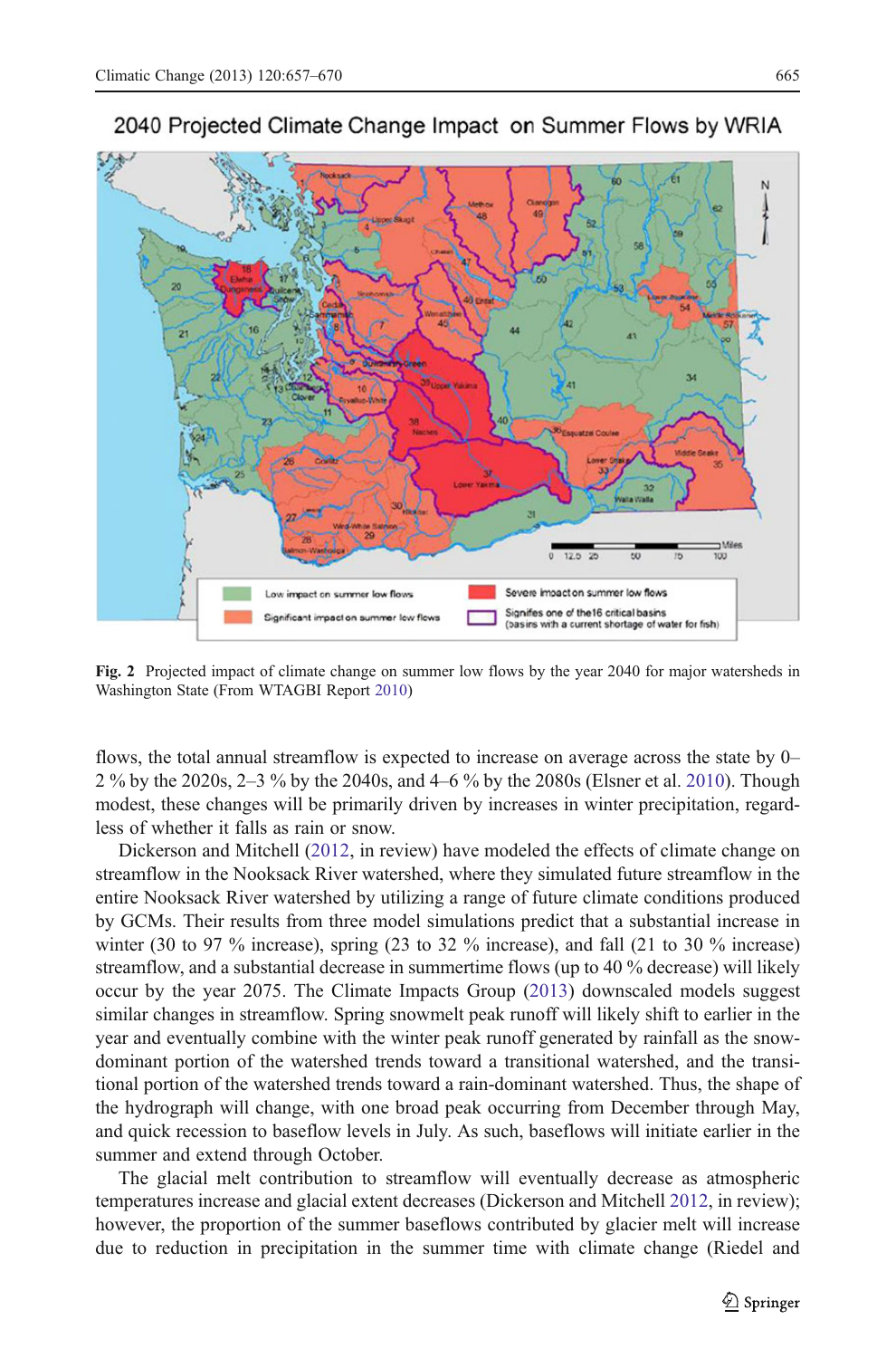Fig. 2 Projected impact of climate change on summer low flows by the year 2040 for major watersheds in Washington State (From WTAGBI Report 2010)

flows, the total annual streamflow is expected to increase on average across the state by 0–2 % by the 2020s, 2–3 % by the 2040s, and 4–6 % by the 2080s (Elsner et al. 2010). Though modest, these changes will be primarily driven by increases in winter precipitation, regardless of whether it falls as rain or snow.

Dickerson and Mitchell (2012, in review) have modeled the effects of climate change on streamflow in the Nooksack River watershed, where they simulated future streamflow in the entire Nooksack River watershed by utilizing a range of future climate conditions produced by GCMs. Their results from three model simulations predict that a substantial increase in winter (30 to 97 % increase), spring (23 to 32 % increase), and fall (21 to 30 % increase) streamflow, and a substantial decrease in summertime flows (up to 40 % decrease) will likely occur by the year 2075. The Climate Impacts Group (2013) downscaled models suggest similar changes in streamflow. Spring snowmelt peak runoff will likely shift to earlier in the year and eventually combine with the winter peak runoff generated by rainfall as the snow-dominant portion of the watershed trends toward a transitional watershed, and the transitional portion of the watershed trends toward a rain-dominant watershed. Thus, the shape of the hydrograph will change, with one broad peak occurring from December through May, and quick recession to baseflow levels in July. As such, baseflows will initiate earlier in the summer and extend through October.

The glacial melt contribution to streamflow will eventually decrease as atmospheric temperatures increase and glacial extent decreases (Dickerson and Mitchell 2012, in review); however, the proportion of the summer baseflows contributed by glacier melt will increase due to reduction in precipitation in the summer time with climate change (Riedel and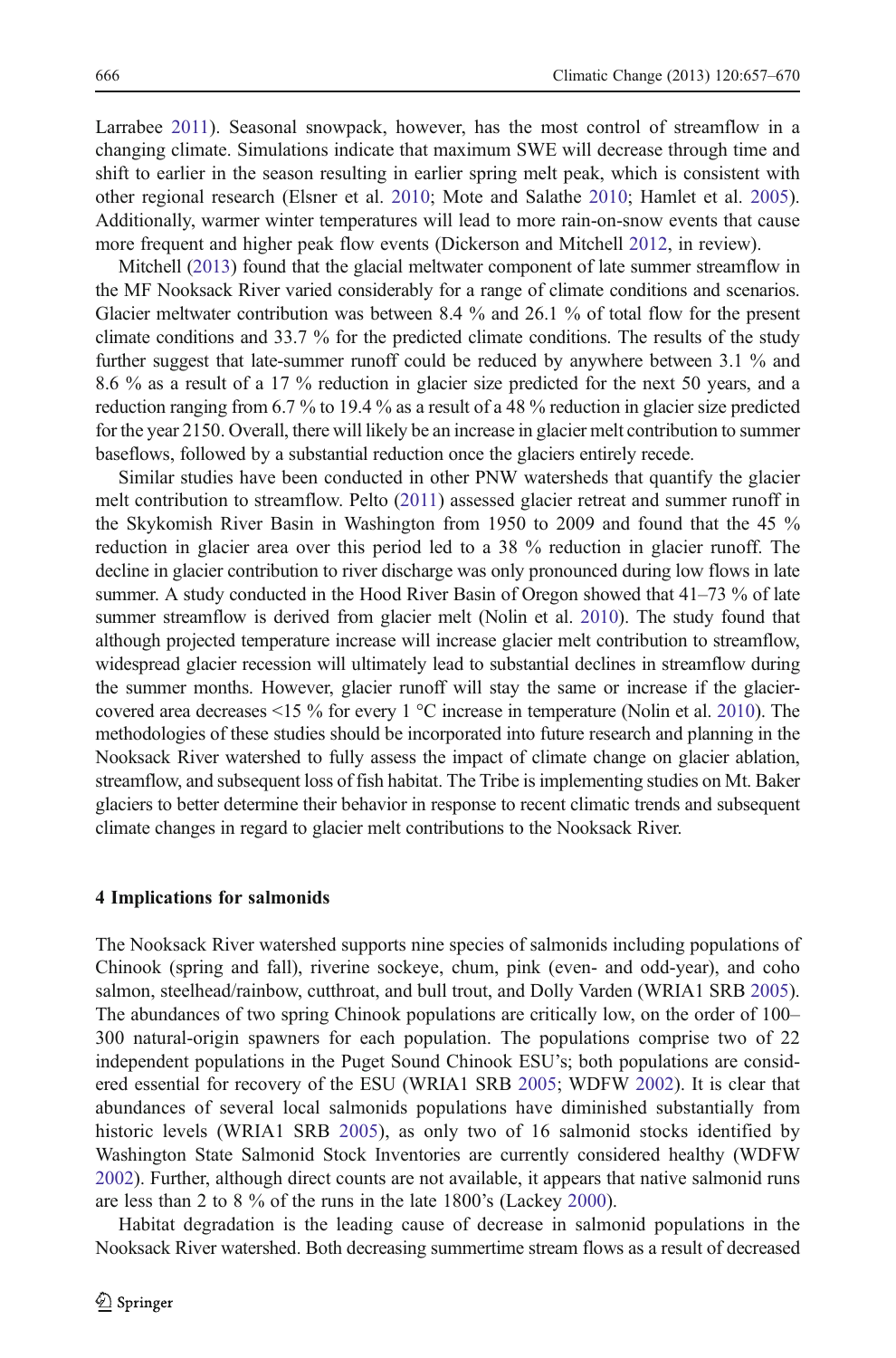Larrabee 2011). Seasonal snowpack, however, has the most control of streamflow in a changing climate. Simulations indicate that maximum SWE will decrease through time and shift to earlier in the season resulting in earlier spring melt peak, which is consistent with other regional research (Elsner et al. 2010; Mote and Salathe 2010; Hamlet et al. 2005). Additionally, warmer winter temperatures will lead to more rain-on-snow events that cause more frequent and higher peak flow events (Dickerson and Mitchell 2012, in review).

Mitchell (2013) found that the glacial meltwater component of late summer streamflow in the MF Nooksack River varied considerably for a range of climate conditions and scenarios. Glacier meltwater contribution was between 8.4 % and 26.1 % of total flow for the present climate conditions and 33.7 % for the predicted climate conditions. The results of the study further suggest that late-summer runoff could be reduced by anywhere between 3.1 % and 8.6 % as a result of a 17 % reduction in glacier size predicted for the next 50 years, and a reduction ranging from 6.7 % to 19.4 % as a result of a 48 % reduction in glacier size predicted for the year 2150. Overall, there will likely be an increase in glacier melt contribution to summer baseflows, followed by a substantial reduction once the glaciers entirely recede.

Similar studies have been conducted in other PNW watersheds that quantify the glacier melt contribution to streamflow. Pelto (2011) assessed glacier retreat and summer runoff in the Skykomish River Basin in Washington from 1950 to 2009 and found that the 45 % reduction in glacier area over this period led to a 38 % reduction in glacier runoff. The decline in glacier contribution to river discharge was only pronounced during low flows in late summer. A study conducted in the Hood River Basin of Oregon showed that 41–73 % of late summer streamflow is derived from glacier melt (Nolin et al. 2010). The study found that although projected temperature increase will increase glacier melt contribution to streamflow, widespread glacier recession will ultimately lead to substantial declines in streamflow during the summer months. However, glacier runoff will stay the same or increase if the glacier-covered area decreases <15 % for every 1 °C increase in temperature (Nolin et al. 2010). The methodologies of these studies should be incorporated into future research and planning in the Nooksack River watershed to fully assess the impact of climate change on glacier ablation, streamflow, and subsequent loss of fish habitat. The Tribe is implementing studies on Mt. Baker glaciers to better determine their behavior in response to recent climatic trends and subsequent climate changes in regard to glacier melt contributions to the Nooksack River.

## 4 Implications for salmonids

The Nooksack River watershed supports nine species of salmonids including populations of Chinook (spring and fall), riverine sockeye, chum, pink (even- and odd-year), and coho salmon, steelhead/rainbow, cutthroat, and bull trout, and Dolly Varden (WRIA1 SRB 2005). The abundances of two spring Chinook populations are critically low, on the order of 100–300 natural-origin spawners for each population. The populations comprise two of 22 independent populations in the Puget Sound Chinook ESU's; both populations are considered essential for recovery of the ESU (WRIA1 SRB 2005; WDFW 2002). It is clear that abundances of several local salmonids populations have diminished substantially from historic levels (WRIA1 SRB 2005), as only two of 16 salmonid stocks identified by Washington State Salmonid Stock Inventories are currently considered healthy (WDFW 2002). Further, although direct counts are not available, it appears that native salmonid runs are less than 2 to 8 % of the runs in the late 1800's (Lackey 2000).

Habitat degradation is the leading cause of decrease in salmonid populations in the Nooksack River watershed. Both decreasing summertime stream flows as a result of decreased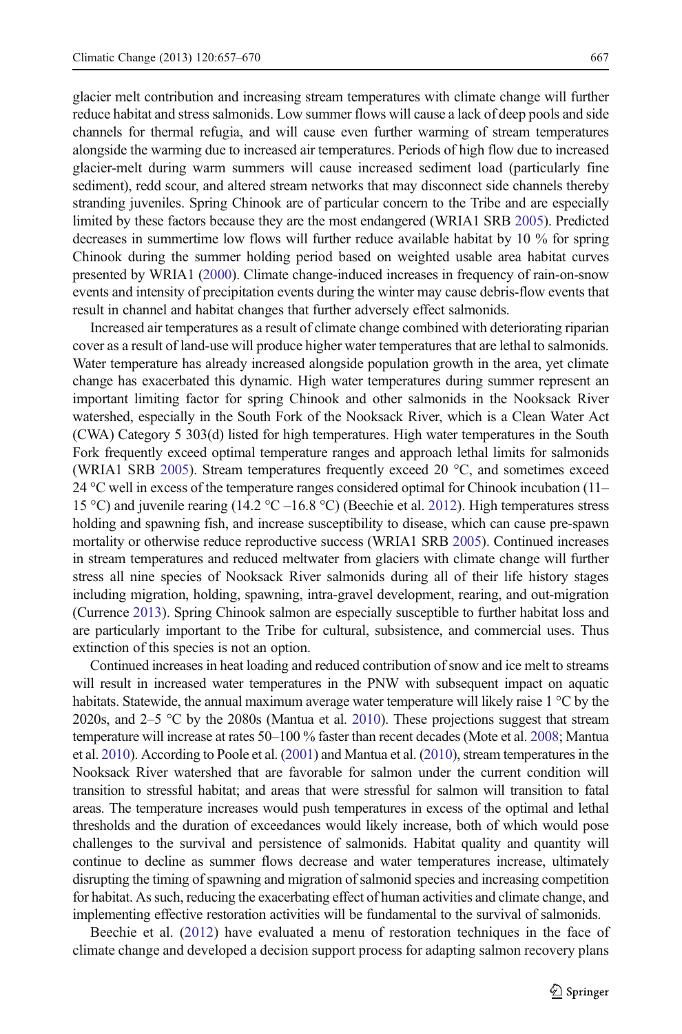glacier melt contribution and increasing stream temperatures with climate change will further reduce habitat and stress salmonids. Low summer flows will cause a lack of deep pools and side channels for thermal refugia, and will cause even further warming of stream temperatures alongside the warming due to increased air temperatures. Periods of high flow due to increased glacier-melt during warm summers will cause increased sediment load (particularly fine sediment), redd scour, and altered stream networks that may disconnect side channels thereby stranding juveniles. Spring Chinook are of particular concern to the Tribe and are especially limited by these factors because they are the most endangered (WRIA1 SRB 2005). Predicted decreases in summertime low flows will further reduce available habitat by 10 % for spring Chinook during the summer holding period based on weighted usable area habitat curves presented by WRIA1 (2000). Climate change-induced increases in frequency of rain-on-snow events and intensity of precipitation events during the winter may cause debris-flow events that result in channel and habitat changes that further adversely effect salmonids.

Increased air temperatures as a result of climate change combined with deteriorating riparian cover as a result of land-use will produce higher water temperatures that are lethal to salmonids. Water temperature has already increased alongside population growth in the area, yet climate change has exacerbated this dynamic. High water temperatures during summer represent an important limiting factor for spring Chinook and other salmonids in the Nooksack River watershed, especially in the South Fork of the Nooksack River, which is a Clean Water Act (CWA) Category 5 303(d) listed for high temperatures. High water temperatures in the South Fork frequently exceed optimal temperature ranges and approach lethal limits for salmonids (WRIA1 SRB 2005). Stream temperatures frequently exceed 20 °C, and sometimes exceed 24 °C well in excess of the temperature ranges considered optimal for Chinook incubation (11–15 °C) and juvenile rearing (14.2 °C –16.8 °C) (Beechie et al. 2012). High temperatures stress holding and spawning fish, and increase susceptibility to disease, which can cause pre-spawn mortality or otherwise reduce reproductive success (WRIA1 SRB 2005). Continued increases in stream temperatures and reduced meltwater from glaciers with climate change will further stress all nine species of Nooksack River salmonids during all of their life history stages including migration, holding, spawning, intra-gravel development, rearing, and out-migration (Currence 2013). Spring Chinook salmon are especially susceptible to further habitat loss and are particularly important to the Tribe for cultural, subsistence, and commercial uses. Thus extinction of this species is not an option.

Continued increases in heat loading and reduced contribution of snow and ice melt to streams will result in increased water temperatures in the PNW with subsequent impact on aquatic habitats. Statewide, the annual maximum average water temperature will likely raise 1 °C by the 2020s, and 2–5 °C by the 2080s (Mantua et al. 2010). These projections suggest that stream temperature will increase at rates 50–100 % faster than recent decades (Mote et al. 2008; Mantua et al. 2010). According to Poole et al. (2001) and Mantua et al. (2010), stream temperatures in the Nooksack River watershed that are favorable for salmon under the current condition will transition to stressful habitat; and areas that were stressful for salmon will transition to fatal areas. The temperature increases would push temperatures in excess of the optimal and lethal thresholds and the duration of exceedances would likely increase, both of which would pose challenges to the survival and persistence of salmonids. Habitat quality and quantity will continue to decline as summer flows decrease and water temperatures increase, ultimately disrupting the timing of spawning and migration of salmonid species and increasing competition for habitat. As such, reducing the exacerbating effect of human activities and climate change, and implementing effective restoration activities will be fundamental to the survival of salmonids.

Beechie et al. (2012) have evaluated a menu of restoration techniques in the face of climate change and developed a decision support process for adapting salmon recovery plans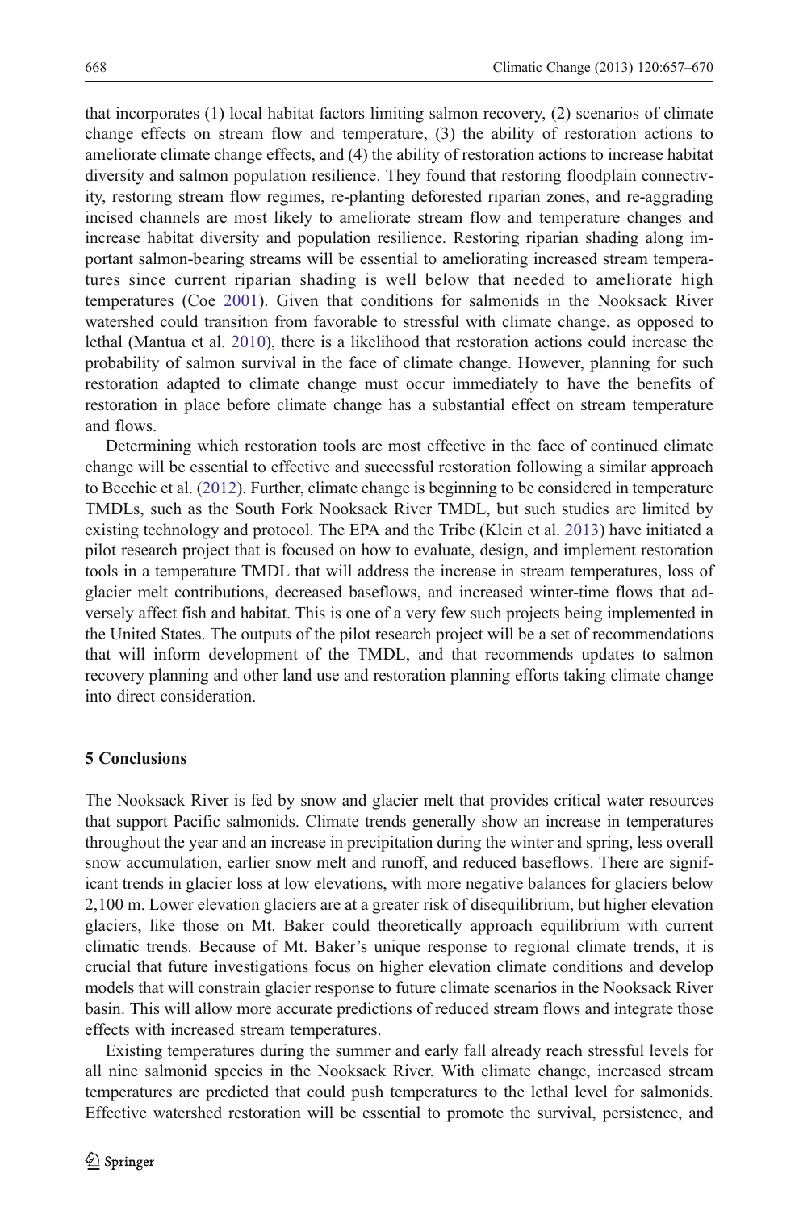that incorporates (1) local habitat factors limiting salmon recovery, (2) scenarios of climate change effects on stream flow and temperature, (3) the ability of restoration actions to ameliorate climate change effects, and (4) the ability of restoration actions to increase habitat diversity and salmon population resilience. They found that restoring floodplain connectivity, restoring stream flow regimes, re-planting deforested riparian zones, and re-aggrading incised channels are most likely to ameliorate stream flow and temperature changes and increase habitat diversity and population resilience. Restoring riparian shading along important salmon-bearing streams will be essential to ameliorating increased stream temperatures since current riparian shading is well below that needed to ameliorate high temperatures (Coe 2001). Given that conditions for salmonids in the Nooksack River watershed could transition from favorable to stressful with climate change, as opposed to lethal (Mantua et al. 2010), there is a likelihood that restoration actions could increase the probability of salmon survival in the face of climate change. However, planning for such restoration adapted to climate change must occur immediately to have the benefits of restoration in place before climate change has a substantial effect on stream temperature and flows.

Determining which restoration tools are most effective in the face of continued climate change will be essential to effective and successful restoration following a similar approach to Beechie et al. (2012). Further, climate change is beginning to be considered in temperature TMDLs, such as the South Fork Nooksack River TMDL, but such studies are limited by existing technology and protocol. The EPA and the Tribe (Klein et al. 2013) have initiated a pilot research project that is focused on how to evaluate, design, and implement restoration tools in a temperature TMDL that will address the increase in stream temperatures, loss of glacier melt contributions, decreased baseflows, and increased winter-time flows that adversely affect fish and habitat. This is one of a very few such projects being implemented in the United States. The outputs of the pilot research project will be a set of recommendations that will inform development of the TMDL, and that recommends updates to salmon recovery planning and other land use and restoration planning efforts taking climate change into direct consideration.

## 5 Conclusions

The Nooksack River is fed by snow and glacier melt that provides critical water resources that support Pacific salmonids. Climate trends generally show an increase in temperatures throughout the year and an increase in precipitation during the winter and spring, less overall snow accumulation, earlier snow melt and runoff, and reduced baseflows. There are significant trends in glacier loss at low elevations, with more negative balances for glaciers below 2,100 m. Lower elevation glaciers are at a greater risk of disequilibrium, but higher elevation glaciers, like those on Mt. Baker could theoretically approach equilibrium with current climatic trends. Because of Mt. Baker's unique response to regional climate trends, it is crucial that future investigations focus on higher elevation climate conditions and develop models that will constrain glacier response to future climate scenarios in the Nooksack River basin. This will allow more accurate predictions of reduced stream flows and integrate those effects with increased stream temperatures.

Existing temperatures during the summer and early fall already reach stressful levels for all nine salmonid species in the Nooksack River. With climate change, increased stream temperatures are predicted that could push temperatures to the lethal level for salmonids. Effective watershed restoration will be essential to promote the survival, persistence, and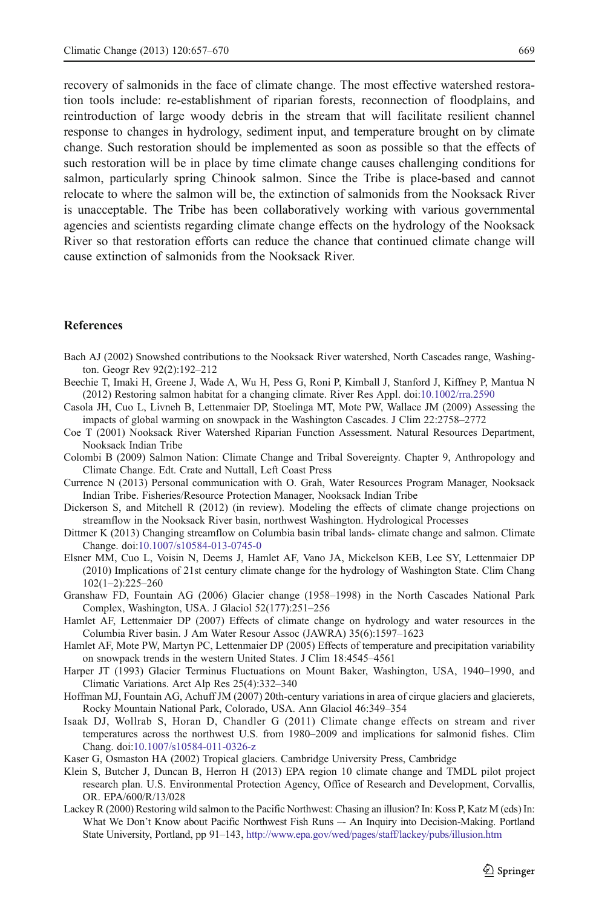recovery of salmonids in the face of climate change. The most effective watershed restoration tools include: re-establishment of riparian forests, reconnection of floodplains, and reintroduction of large woody debris in the stream that will facilitate resilient channel response to changes in hydrology, sediment input, and temperature brought on by climate change. Such restoration should be implemented as soon as possible so that the effects of such restoration will be in place by time climate change causes challenging conditions for salmon, particularly spring Chinook salmon. Since the Tribe is place-based and cannot relocate to where the salmon will be, the extinction of salmonids from the Nooksack River is unacceptable. The Tribe has been collaboratively working with various governmental agencies and scientists regarding climate change effects on the hydrology of the Nooksack River so that restoration efforts can reduce the chance that continued climate change will cause extinction of salmonids from the Nooksack River.

## References

Bach AJ (2002) Snowshed contributions to the Nooksack River watershed, North Cascades range, Washington. Geogr Rev 92(2):192–212

Beechie T, Imaki H, Greene J, Wade A, Wu H, Pess G, Roni P, Kimball J, Stanford J, Kiffney P, Mantua N (2012) Restoring salmon habitat for a changing climate. River Res Appl. doi:10.1002/rra.2590

Casola JH, Cuo L, Livneh B, Lettenmaier DP, Stoelinga MT, Mote PW, Wallace JM (2009) Assessing the impacts of global warming on snowpack in the Washington Cascades. J Clim 22:2758–2772

Coe T (2001) Nooksack River Watershed Riparian Function Assessment. Natural Resources Department, Nooksack Indian Tribe

Colombi B (2009) Salmon Nation: Climate Change and Tribal Sovereignty. Chapter 9, Anthropology and Climate Change. Edt. Crate and Nuttall, Left Coast Press

Currence N (2013) Personal communication with O. Grah, Water Resources Program Manager, Nooksack Indian Tribe. Fisheries/Resource Protection Manager, Nooksack Indian Tribe

Dickerson S, and Mitchell R (2012) (in review). Modeling the effects of climate change projections on streamflow in the Nooksack River basin, northwest Washington. Hydrological Processes

Dittmer K (2013) Changing streamflow on Columbia basin tribal lands- climate change and salmon. Climate Change. doi:10.1007/s10584-013-0745-0

Elsner MM, Cuo L, Voisin N, Deems J, Hamlet AF, Vano JA, Mickelson KEB, Lee SY, Lettenmaier DP (2010) Implications of 21st century climate change for the hydrology of Washington State. Clim Chang 102(1–2):225–260

Granshaw FD, Fountain AG (2006) Glacier change (1958–1998) in the North Cascades National Park Complex, Washington, USA. J Glaciol 52(177):251–256

Hamlet AF, Lettenmaier DP (2007) Effects of climate change on hydrology and water resources in the Columbia River basin. J Am Water Resour Assoc (JAWRA) 35(6):1597–1623

Hamlet AF, Mote PW, Martyn PC, Lettenmaier DP (2005) Effects of temperature and precipitation variability on snowpack trends in the western United States. J Clim 18:4545–4561

Harper JT (1993) Glacier Terminus Fluctuations on Mount Baker, Washington, USA, 1940–1990, and Climatic Variations. Arct Alp Res 25(4):332–340

Hoffman MJ, Fountain AG, Achuff JM (2007) 20th-century variations in area of cirque glaciers and glacierets, Rocky Mountain National Park, Colorado, USA. Ann Glaciol 46:349–354

Isaak DJ, Wollrab S, Horan D, Chandler G (2011) Climate change effects on stream and river temperatures across the northwest U.S. from 1980–2009 and implications for salmonid fishes. Clim Chang. doi:10.1007/s10584-011-0326-z

Kaser G, Osmaston HA (2002) Tropical glaciers. Cambridge University Press, Cambridge

Klein S, Butcher J, Duncan B, Herron H (2013) EPA region 10 climate change and TMDL pilot project research plan. U.S. Environmental Protection Agency, Office of Research and Development, Corvallis, OR. EPA/600/R/13/028

Lackey R (2000) Restoring wild salmon to the Pacific Northwest: Chasing an illusion? In: Koss P, Katz M (eds) In: What We Don't Know about Pacific Northwest Fish Runs –- An Inquiry into Decision-Making. Portland State University, Portland, pp 91–143, http://www.epa.gov/wed/pages/staff/lackey/pubs/illusion.htm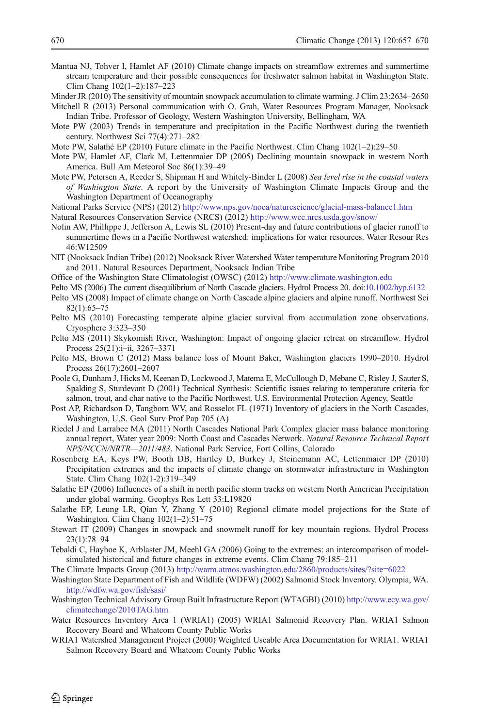Mantua NJ, Tohver I, Hamlet AF (2010) Climate change impacts on streamflow extremes and summertime stream temperature and their possible consequences for freshwater salmon habitat in Washington State. Clim Chang 102(1–2):187–223

Minder JR (2010) The sensitivity of mountain snowpack accumulation to climate warming. J Clim 23:2634–2650

Mitchell R (2013) Personal communication with O. Grah, Water Resources Program Manager, Nooksack Indian Tribe. Professor of Geology, Western Washington University, Bellingham, WA

Mote PW (2003) Trends in temperature and precipitation in the Pacific Northwest during the twentieth century. Northwest Sci 77(4):271–282

Mote PW, Salathé EP (2010) Future climate in the Pacific Northwest. Clim Chang 102(1–2):29–50

Mote PW, Hamlet AF, Clark M, Lettenmaier DP (2005) Declining mountain snowpack in western North America. Bull Am Meteorol Soc 86(1):39–49

Mote PW, Petersen A, Reeder S, Shipman H and Whitely-Binder L (2008) *Sea level rise in the coastal waters of Washington State*. A report by the University of Washington Climate Impacts Group and the Washington Department of Oceanography

National Parks Service (NPS) (2012) http://www.nps.gov/noca/naturescience/glacial-mass-balance1.htm

Natural Resources Conservation Service (NRCS) (2012) http://www.wcc.nrcs.usda.gov/snow/

Nolin AW, Phillippe J, Jefferson A, Lewis SL (2010) Present-day and future contributions of glacier runoff to summertime flows in a Pacific Northwest watershed: implications for water resources. Water Resour Res 46:W12509

NIT (Nooksack Indian Tribe) (2012) Nooksack River Watershed Water temperature Monitoring Program 2010 and 2011. Natural Resources Department, Nooksack Indian Tribe

Office of the Washington State Climatologist (OWSC) (2012) http://www.climate.washington.edu

Pelto MS (2006) The current disequilibrium of North Cascade glaciers. Hydrol Process 20. doi:10.1002/hyp.6132

Pelto MS (2008) Impact of climate change on North Cascade alpine glaciers and alpine runoff. Northwest Sci 82(1):65–75

Pelto MS (2010) Forecasting temperate alpine glacier survival from accumulation zone observations. Cryosphere 3:323–350

Pelto MS (2011) Skykomish River, Washington: Impact of ongoing glacier retreat on streamflow. Hydrol Process 25(21):i–ii, 3267–3371

Pelto MS, Brown C (2012) Mass balance loss of Mount Baker, Washington glaciers 1990–2010. Hydrol Process 26(17):2601–2607

Poole G, Dunham J, Hicks M, Keenan D, Lockwood J, Matema E, McCullough D, Mebane C, Risley J, Sauter S, Spalding S, Sturdevant D (2001) Technical Synthesis: Scientific issues relating to temperature criteria for salmon, trout, and char native to the Pacific Northwest. U.S. Environmental Protection Agency, Seattle

Post AP, Richardson D, Tangborn WV, and Rosselot FL (1971) Inventory of glaciers in the North Cascades, Washington, U.S. Geol Surv Prof Pap 705 (A)

Riedel J and Larrabee MA (2011) North Cascades National Park Complex glacier mass balance monitoring annual report, Water year 2009: North Coast and Cascades Network. *Natural Resource Technical Report NPS/NCCN/NRTR—2011/483*. National Park Service, Fort Collins, Colorado

Rosenberg EA, Keys PW, Booth DB, Hartley D, Burkey J, Steinemann AC, Lettenmaier DP (2010) Precipitation extremes and the impacts of climate change on stormwater infrastructure in Washington State. Clim Chang 102(1-2):319–349

Salathe EP (2006) Influences of a shift in north pacific storm tracks on western North American Precipitation under global warming. Geophys Res Lett 33:L19820

Salathe EP, Leung LR, Qian Y, Zhang Y (2010) Regional climate model projections for the State of Washington. Clim Chang 102(1–2):51–75

Stewart IT (2009) Changes in snowpack and snowmelt runoff for key mountain regions. Hydrol Process 23(1):78–94

Tebaldi C, Hayhoe K, Arblaster JM, Meehl GA (2006) Going to the extremes: an intercomparison of model-simulated historical and future changes in extreme events. Clim Chang 79:185–211

The Climate Impacts Group (2013) http://warm.atmos.washington.edu/2860/products/sites/?site=6022

Washington State Department of Fish and Wildlife (WDFW) (2002) Salmonid Stock Inventory. Olympia, WA. http://wdfw.wa.gov/fish/sasi/

Washington Technical Advisory Group Built Infrastructure Report (WTAGBI) (2010) http://www.ecy.wa.gov/climatechange/2010TAG.htm

Water Resources Inventory Area 1 (WRIA1) (2005) WRIA1 Salmonid Recovery Plan. WRIA1 Salmon Recovery Board and Whatcom County Public Works

WRIA1 Watershed Management Project (2000) Weighted Useable Area Documentation for WRIA1. WRIA1 Salmon Recovery Board and Whatcom County Public Works